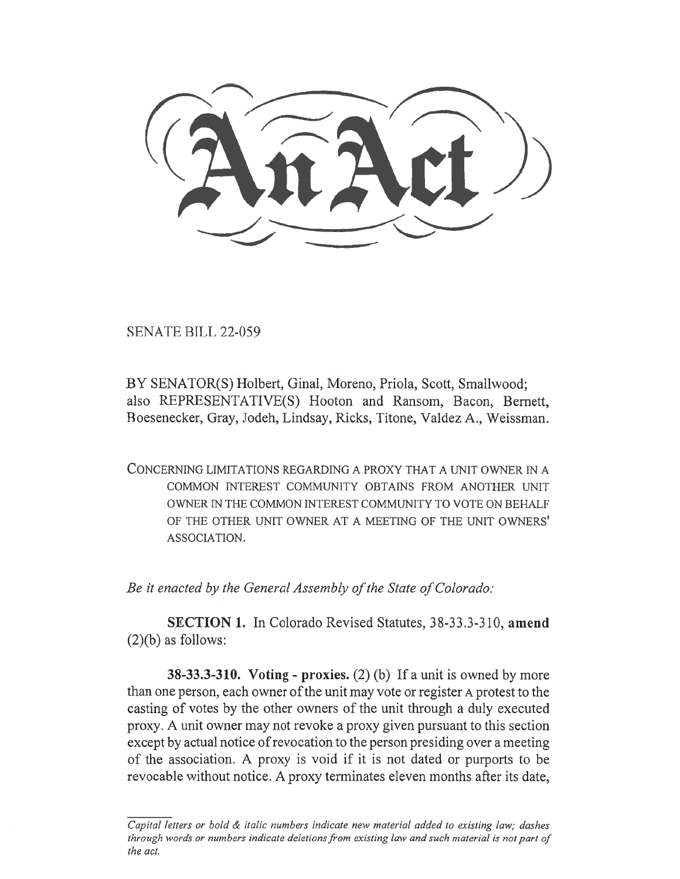# An Act

SENATE BILL 22-059

BY SENATOR(S) Holbert, Ginal, Moreno, Priola, Scott, Smallwood;
also REPRESENTATIVE(S) Hooton and Ransom, Bacon, Bernett, Boesenecker, Gray, Jodeh, Lindsay, Ricks, Titone, Valdez A., Weissman.

CONCERNING LIMITATIONS REGARDING A PROXY THAT A UNIT OWNER IN A COMMON INTEREST COMMUNITY OBTAINS FROM ANOTHER UNIT OWNER IN THE COMMON INTEREST COMMUNITY TO VOTE ON BEHALF OF THE OTHER UNIT OWNER AT A MEETING OF THE UNIT OWNERS' ASSOCIATION.

*Be it enacted by the General Assembly of the State of Colorado:*

**SECTION 1.** In Colorado Revised Statutes, 38-33.3-310, **amend** (2)(b) as follows:

**38-33.3-310. Voting - proxies.** (2) (b) If a unit is owned by more than one person, each owner of the unit may vote or register A protest to the casting of votes by the other owners of the unit through a duly executed proxy. A unit owner may not revoke a proxy given pursuant to this section except by actual notice of revocation to the person presiding over a meeting of the association. A proxy is void if it is not dated or purports to be revocable without notice. A proxy terminates eleven months after its date,

*Capital letters or bold & italic numbers indicate new material added to existing law; dashes through words or numbers indicate deletions from existing law and such material is not part of the act.*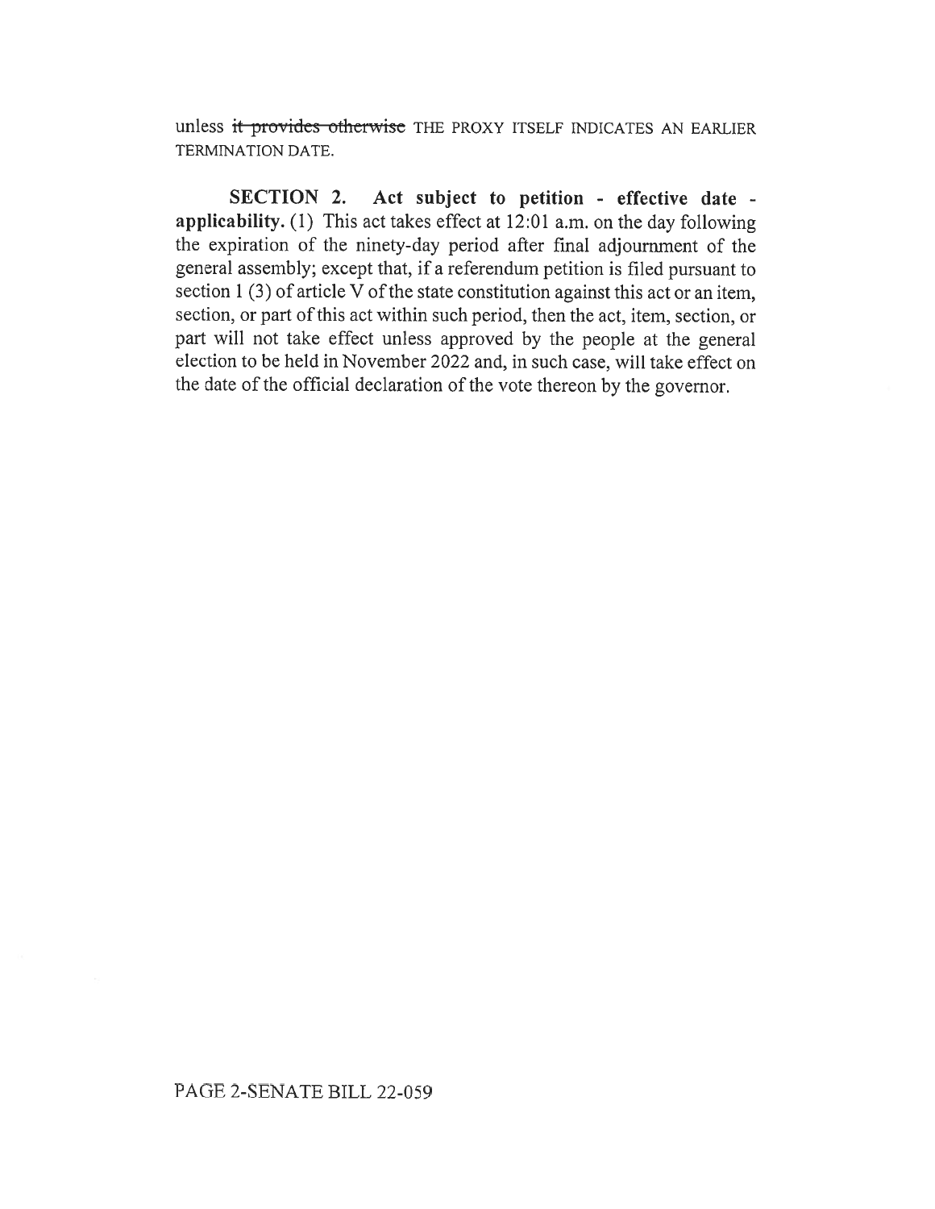unless ~~it provides otherwise~~ THE PROXY ITSELF INDICATES AN EARLIER TERMINATION DATE.

**SECTION 2. Act subject to petition - effective date - applicability.** (1) This act takes effect at 12:01 a.m. on the day following the expiration of the ninety-day period after final adjournment of the general assembly; except that, if a referendum petition is filed pursuant to section 1 (3) of article V of the state constitution against this act or an item, section, or part of this act within such period, then the act, item, section, or part will not take effect unless approved by the people at the general election to be held in November 2022 and, in such case, will take effect on the date of the official declaration of the vote thereon by the governor.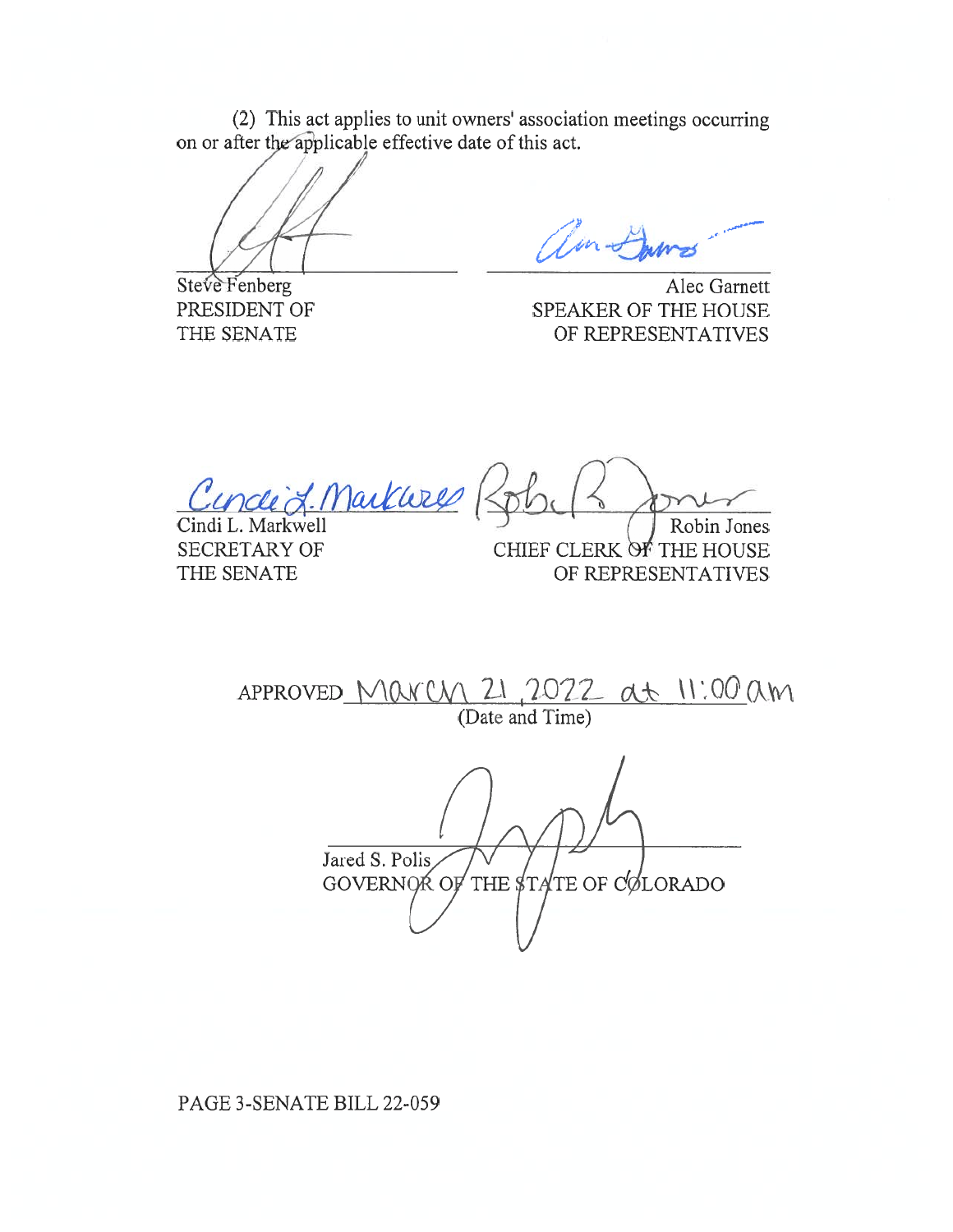(2) This act applies to unit owners' association meetings occurring on or after the applicable effective date of this act.

Steve Fenberg
PRESIDENT OF
THE SENATE

Alec Garnett
SPEAKER OF THE HOUSE
OF REPRESENTATIVES

Cindi L. Markwell
SECRETARY OF
THE SENATE

Robin Jones
CHIEF CLERK OF THE HOUSE
OF REPRESENTATIVES

APPROVED March 21, 2022 at 11:00 am
(Date and Time)

Jared S. Polis
GOVERNOR OF THE STATE OF COLORADO

PAGE 3-SENATE BILL 22-059